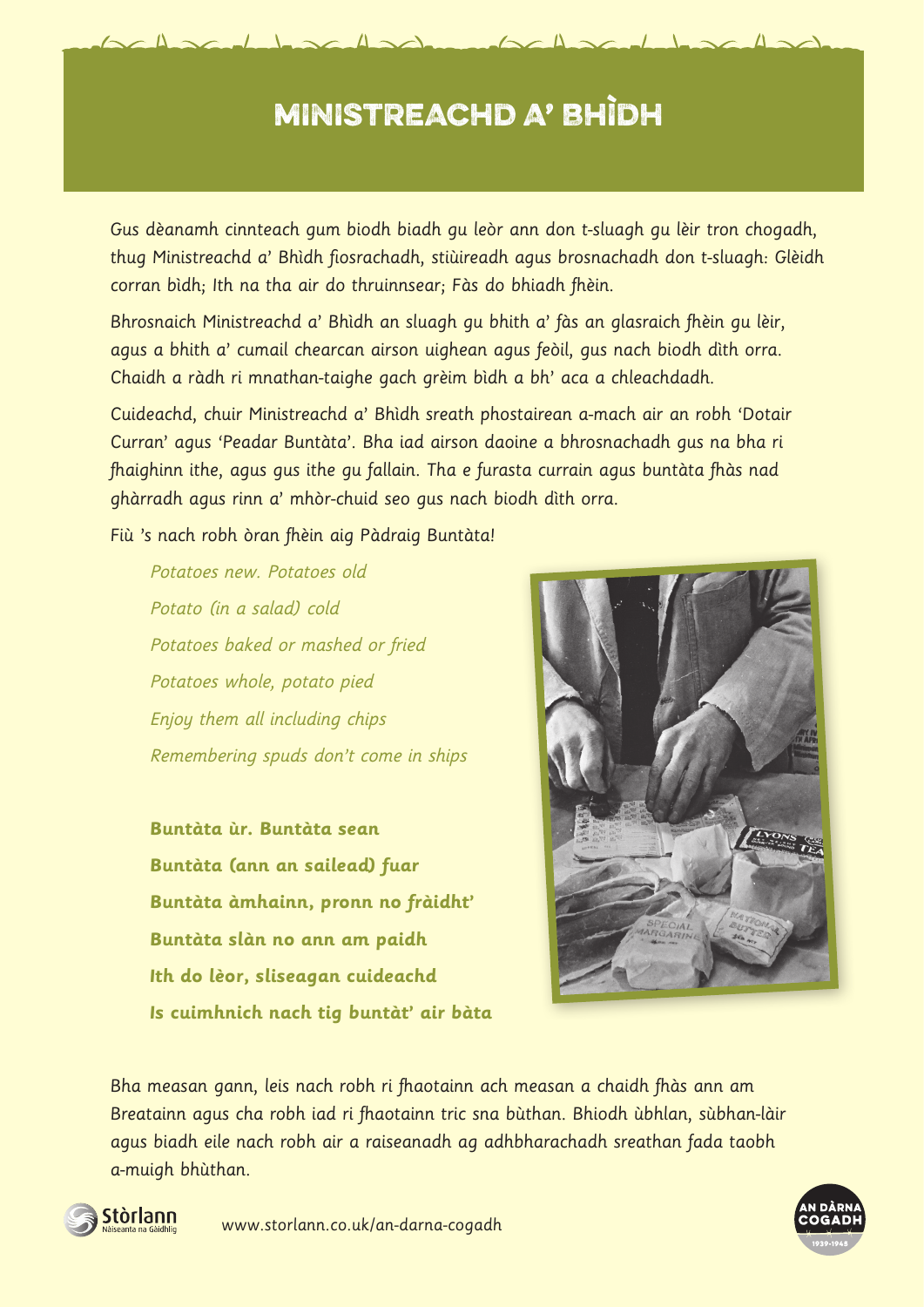# MINISTREACHD A' BHÌDH

Gus dèanamh cinnteach gum biodh biadh gu leòr ann don t-sluagh gu lèir tron chogadh, thug Ministreachd a' Bhìdh fiosrachadh, stiùireadh agus brosnachadh don t-sluagh: Glèidh corran bìdh; Ith na tha air do thruinnsear; Fàs do bhiadh fhèin.

Bhrosnaich Ministreachd a' Bhìdh an sluagh gu bhith a' fàs an glasraich fhèin gu lèir, agus a bhith a' cumail chearcan airson uighean agus feòil, gus nach biodh dìth orra. Chaidh a ràdh ri mnathan-taighe gach grèim bìdh a bh' aca a chleachdadh.

Cuideachd, chuir Ministreachd a' Bhìdh sreath phostairean a-mach air an robh 'Dotair Curran' agus 'Peadar Buntàta'. Bha iad airson daoine a bhrosnachadh gus na bha ri fhaighinn ithe, agus gus ithe gu fallain. Tha e furasta currain agus buntàta fhàs nad ghàrradh agus rinn a' mhòr-chuid seo gus nach biodh dìth orra.

Fiù 's nach robh òran fhèin aig Pàdraig Buntàta!

*Potatoes new. Potatoes old*
*Potato (in a salad) cold*
*Potatoes baked or mashed or fried*
*Potatoes whole, potato pied*
*Enjoy them all including chips*
*Remembering spuds don't come in ships*

**Buntàta ùr. Buntàta sean**
**Buntàta (ann an sailead) fuar**
**Buntàta àmhainn, pronn no fràidht'**
**Buntàta slàn no ann am paidh**
**Ith do lèor, sliseagan cuideachd**
**Is cuimhnich nach tig buntàt' air bàta**

Bha measan gann, leis nach robh ri fhaotainn ach measan a chaidh fhàs ann am Breatainn agus cha robh iad ri fhaotainn tric sna bùthan. Bhiodh ùbhlan, sùbhan-làir agus biadh eile nach robh air a raiseanadh ag adhbharachadh sreathan fada taobh a-muigh bhùthan.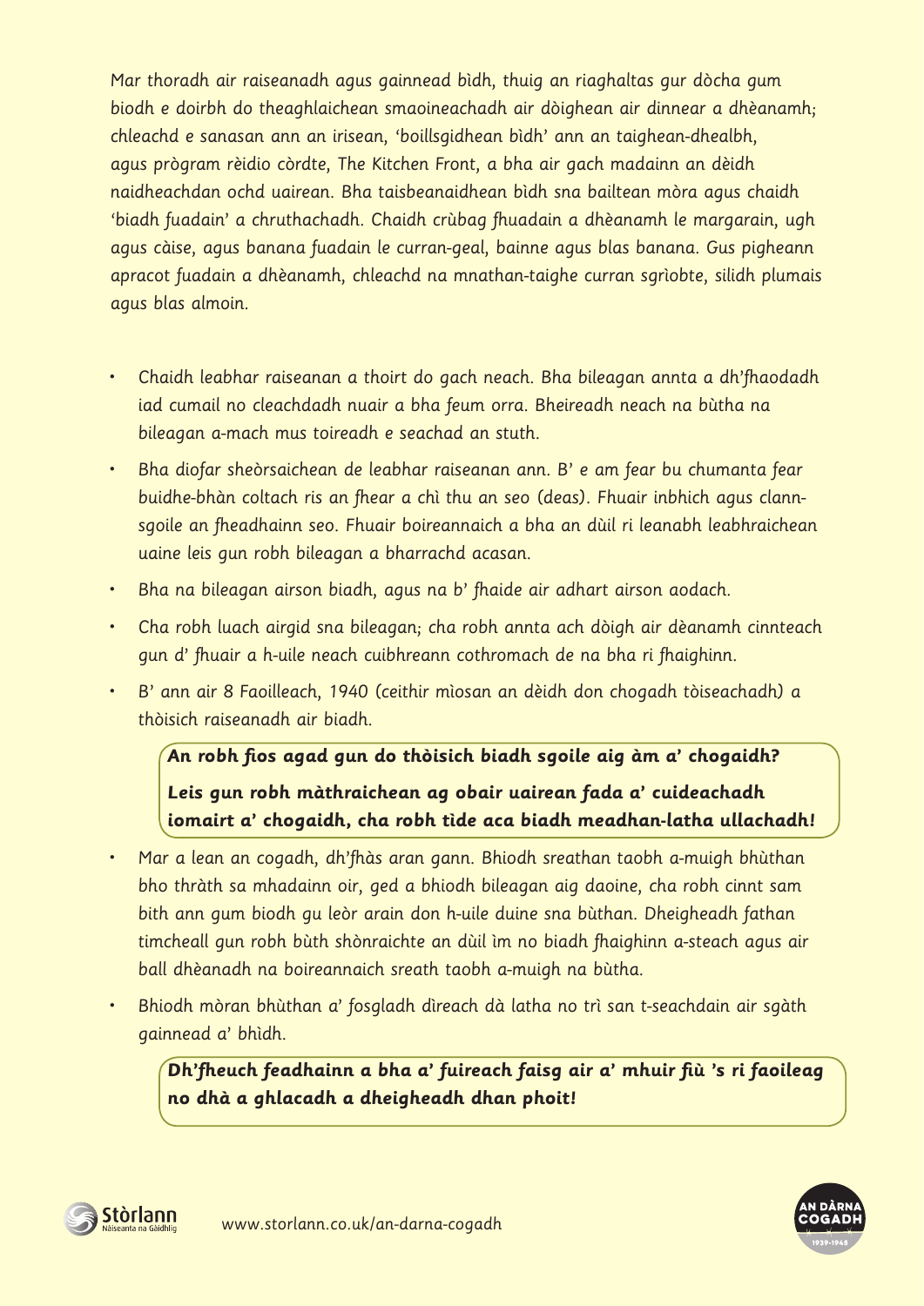Mar thoradh air raiseanadh agus gainnead bìdh, thuig an riaghaltas gur dòcha gum biodh e doirbh do theaghlaichean smaoineachadh air dòighean air dinnear a dhèanamh; chleachd e sanasan ann an irisean, 'boillsgidhean bìdh' ann an taighean-dhealbh, agus prògram rèidio còrdte, The Kitchen Front, a bha air gach madainn an dèidh naidheachdan ochd uairean. Bha taisbeanaidhean bìdh sna bailtean mòra agus chaidh 'biadh fuadain' a chruthachadh. Chaidh crùbag fhuadain a dhèanamh le margarain, ugh agus càise, agus banana fuadain le curran-geal, bainne agus blas banana. Gus pigheann apracot fuadain a dhèanamh, chleachd na mnathan-taighe curran sgrìobte, silidh plumais agus blas almoin.

- Chaidh leabhar raiseanan a thoirt do gach neach. Bha bileagan annta a dh'fhaodadh iad cumail no cleachdadh nuair a bha feum orra. Bheireadh neach na bùtha na bileagan a-mach mus toireadh e seachad an stuth.
- Bha diofar sheòrsaichean de leabhar raiseanan ann. B' e am fear bu chumanta fear buidhe-bhàn coltach ris an fhear a chì thu an seo (deas). Fhuair inbhich agus clann-sgoile an fheadhainn seo. Fhuair boireannaich a bha an dùil ri leanabh leabhraichean uaine leis gun robh bileagan a bharrachd acasan.
- Bha na bileagan airson biadh, agus na b' fhaide air adhart airson aodach.
- Cha robh luach airgid sna bileagan; cha robh annta ach dòigh air dèanamh cinnteach gun d' fhuair a h-uile neach cuibhreann cothromach de na bha ri fhaighinn.
- B' ann air 8 Faoilleach, 1940 (ceithir mìosan an dèidh don chogadh tòiseachadh) a thòisich raiseanadh air biadh.

**An robh fios agad gun do thòisich biadh sgoile aig àm a' chogaidh?**

**Leis gun robh màthraichean ag obair uairean fada a' cuideachadh iomairt a' chogaidh, cha robh tìde aca biadh meadhan-latha ullachadh!**

- Mar a lean an cogadh, dh'fhàs aran gann. Bhiodh sreathan taobh a-muigh bhùthan bho thràth sa mhadainn oir, ged a bhiodh bileagan aig daoine, cha robh cinnt sam bith ann gum biodh gu leòr arain don h-uile duine sna bùthan. Dheigheadh fathan timcheall gun robh bùth shònraichte an dùil ìm no biadh fhaighinn a-steach agus air ball dhèanadh na boireannaich sreath taobh a-muigh na bùtha.
- Bhiodh mòran bhùthan a' fosgladh dìreach dà latha no trì san t-seachdain air sgàth gainnead a' bhìdh.

**Dh'fheuch feadhainn a bha a' fuireach faisg air a' mhuir fiù 's ri faoileag no dhà a ghlacadh a dheigheadh dhan phoit!**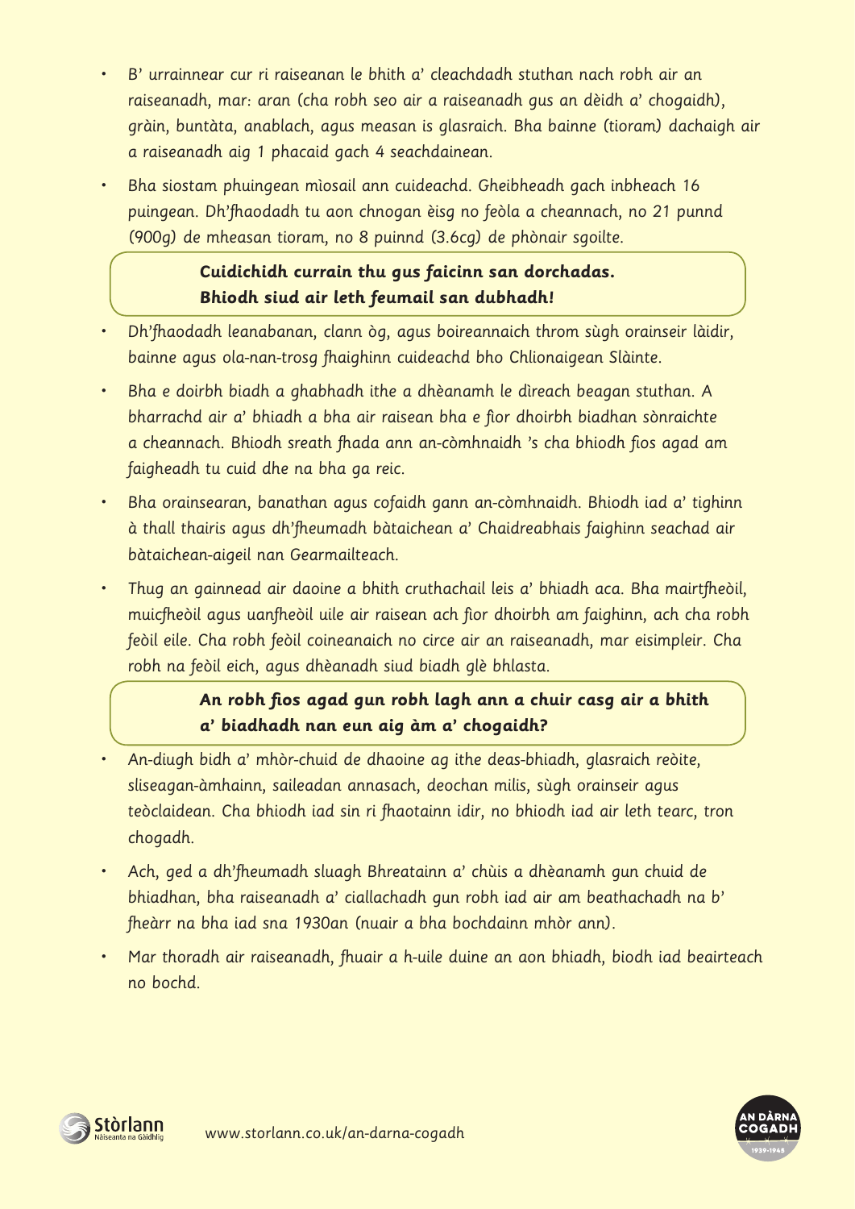- B' urrainnear cur ri raiseanan le bhith a' cleachdadh stuthan nach robh air an raiseanadh, mar: aran (cha robh seo air a raiseanadh gus an dèidh a' chogaidh), gràin, buntàta, anablach, agus measan is glasraich. Bha bainne (tioram) dachaigh air a raiseanadh aig 1 phacaid gach 4 seachdainean.
- Bha siostam phuingean mìosail ann cuideachd. Gheibheadh gach inbheach 16 puingean. Dh'fhaodadh tu aon chnogan èisg no feòla a cheannach, no 21 punnd (900g) de mheasan tioram, no 8 puinnd (3.6cg) de phònair sgoilte.

> **Cuidichidh currain thu gus faicinn san dorchadas. Bhiodh siud air leth feumail san dubhadh!**

- Dh'fhaodadh leanabanan, clann òg, agus boireannaich throm sùgh orainseir làidir, bainne agus ola-nan-trosg fhaighinn cuideachd bho Chlionaigean Slàinte.
- Bha e doirbh biadh a ghabhadh ithe a dhèanamh le dìreach beagan stuthan. A bharrachd air a' bhiadh a bha air raisean bha e fìor dhoirbh biadhan sònraichte a cheannach. Bhiodh sreath fhada ann an-còmhnaidh 's cha bhiodh fios agad am faigheadh tu cuid dhe na bha ga reic.
- Bha orainsearan, banathan agus cofaidh gann an-còmhnaidh. Bhiodh iad a' tighinn à thall thairis agus dh'fheumadh bàtaichean a' Chaidreabhais faighinn seachad air bàtaichean-aigeil nan Gearmailteach.
- Thug an gainnead air daoine a bhith cruthachail leis a' bhiadh aca. Bha mairtfheòil, muicfheòil agus uanfheòil uile air raisean ach fìor dhoirbh am faighinn, ach cha robh feòil eile. Cha robh feòil coineanaich no circe air an raiseanadh, mar eisimpleir. Cha robh na feòil eich, agus dhèanadh siud biadh glè bhlasta.

> **An robh fios agad gun robh lagh ann a chuir casg air a bhith a' biadhadh nan eun aig àm a' chogaidh?**

- An-diugh bidh a' mhòr-chuid de dhaoine ag ithe deas-bhiadh, glasraich reòite, sliseagan-àmhainn, saileadan annasach, deochan milis, sùgh orainseir agus teòclaidean. Cha bhiodh iad sin ri fhaotainn idir, no bhiodh iad air leth tearc, tron chogadh.
- Ach, ged a dh'fheumadh sluagh Bhreatainn a' chùis a dhèanamh gun chuid de bhiadhan, bha raiseanadh a' ciallachadh gun robh iad air am beathachadh na b' fheàrr na bha iad sna 1930an (nuair a bha bochdainn mhòr ann).
- Mar thoradh air raiseanadh, fhuair a h-uile duine an aon bhiadh, biodh iad beairteach no bochd.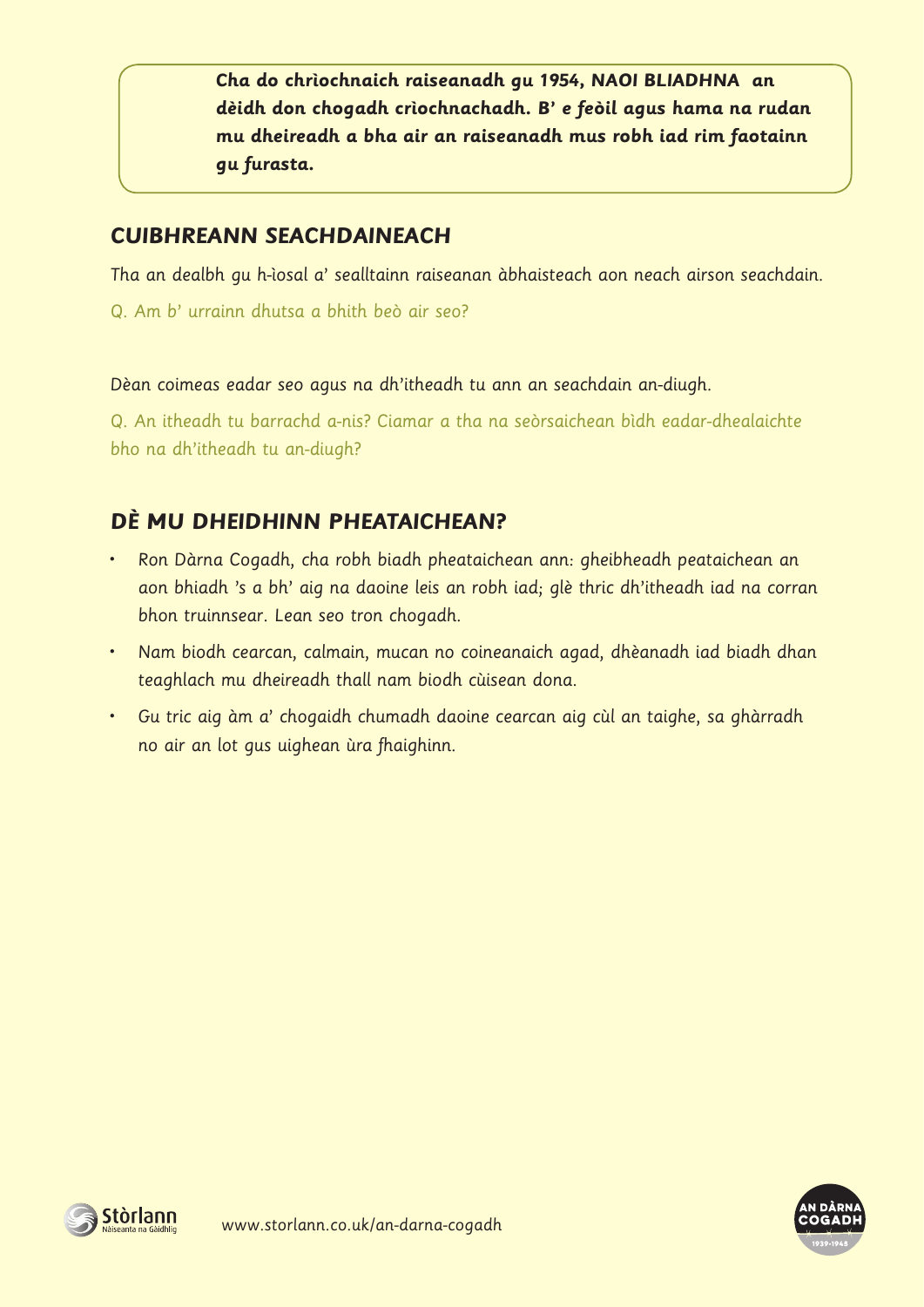**Cha do chrìochnaich raiseanadh gu 1954, NAOI BLIADHNA an dèidh don chogadh crìochnachadh. B' e *feòil* agus *hama* na rudan mu dheireadh a bha air an raiseanadh mus robh iad rim *faotainn gu furasta*.**

## CUIBHREANN SEACHDAINEACH

Tha an dealbh gu h-ìosal a' sealltainn raiseanan àbhaisteach aon neach airson seachdain.

Q. Am b' urrainn dhutsa a bhith beò air seo?

Dèan coimeas eadar seo agus na dh'itheadh tu ann an seachdain an-diugh.

Q. An itheadh tu barrachd a-nis? Ciamar a tha na seòrsaichean bìdh eadar-dhealaichte bho na dh'itheadh tu an-diugh?

## DÈ MU DHEIDHINN PHEATAICHEAN?

- Ron Dàrna Cogadh, cha robh biadh pheataichean ann: gheibheadh peataichean an aon bhiadh 's a bh' aig na daoine leis an robh iad; glè thric dh'itheadh iad na corran bhon truinnsear. Lean seo tron chogadh.
- Nam biodh cearcan, calmain, mucan no coineanaich agad, dhèanadh iad biadh dhan teaghlach mu dheireadh thall nam biodh cùisean dona.
- Gu tric aig àm a' chogaidh chumadh daoine cearcan aig cùl an taighe, sa ghàrradh no air an lot gus uighean ùra fhaighinn.